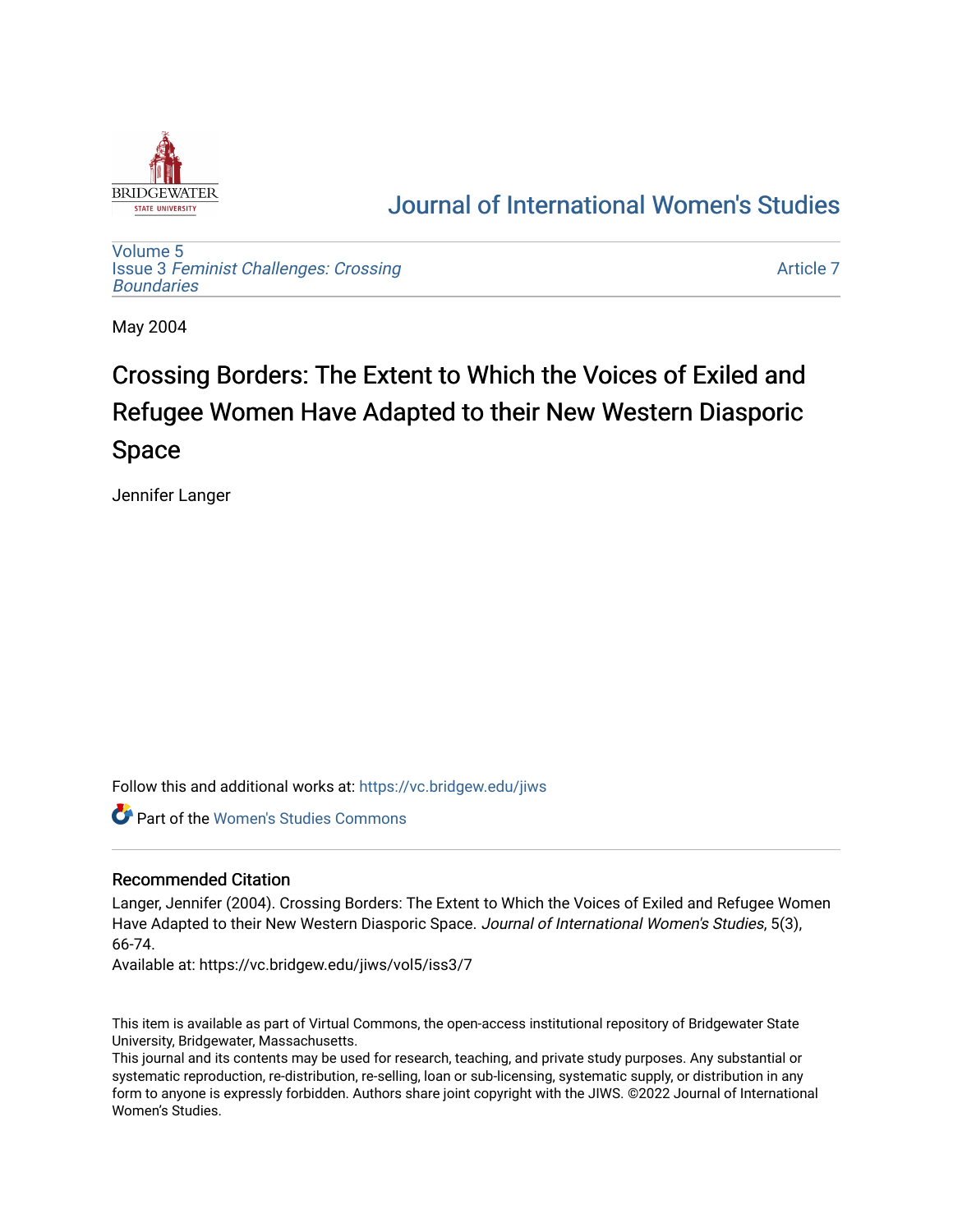# Journal of International Women's Studies

Volume 5
Issue 3 *Feminist Challenges: Crossing Boundaries*

Article 7

May 2004

# Crossing Borders: The Extent to Which the Voices of Exiled and Refugee Women Have Adapted to their New Western Diasporic Space

Jennifer Langer

Follow this and additional works at: https://vc.bridgew.edu/jiws

Part of the Women's Studies Commons

## Recommended Citation

Langer, Jennifer (2004). Crossing Borders: The Extent to Which the Voices of Exiled and Refugee Women Have Adapted to their New Western Diasporic Space. *Journal of International Women's Studies*, 5(3), 66-74.
Available at: https://vc.bridgew.edu/jiws/vol5/iss3/7

This item is available as part of Virtual Commons, the open-access institutional repository of Bridgewater State University, Bridgewater, Massachusetts.
This journal and its contents may be used for research, teaching, and private study purposes. Any substantial or systematic reproduction, re-distribution, re-selling, loan or sub-licensing, systematic supply, or distribution in any form to anyone is expressly forbidden. Authors share joint copyright with the JIWS. ©2022 Journal of International Women's Studies.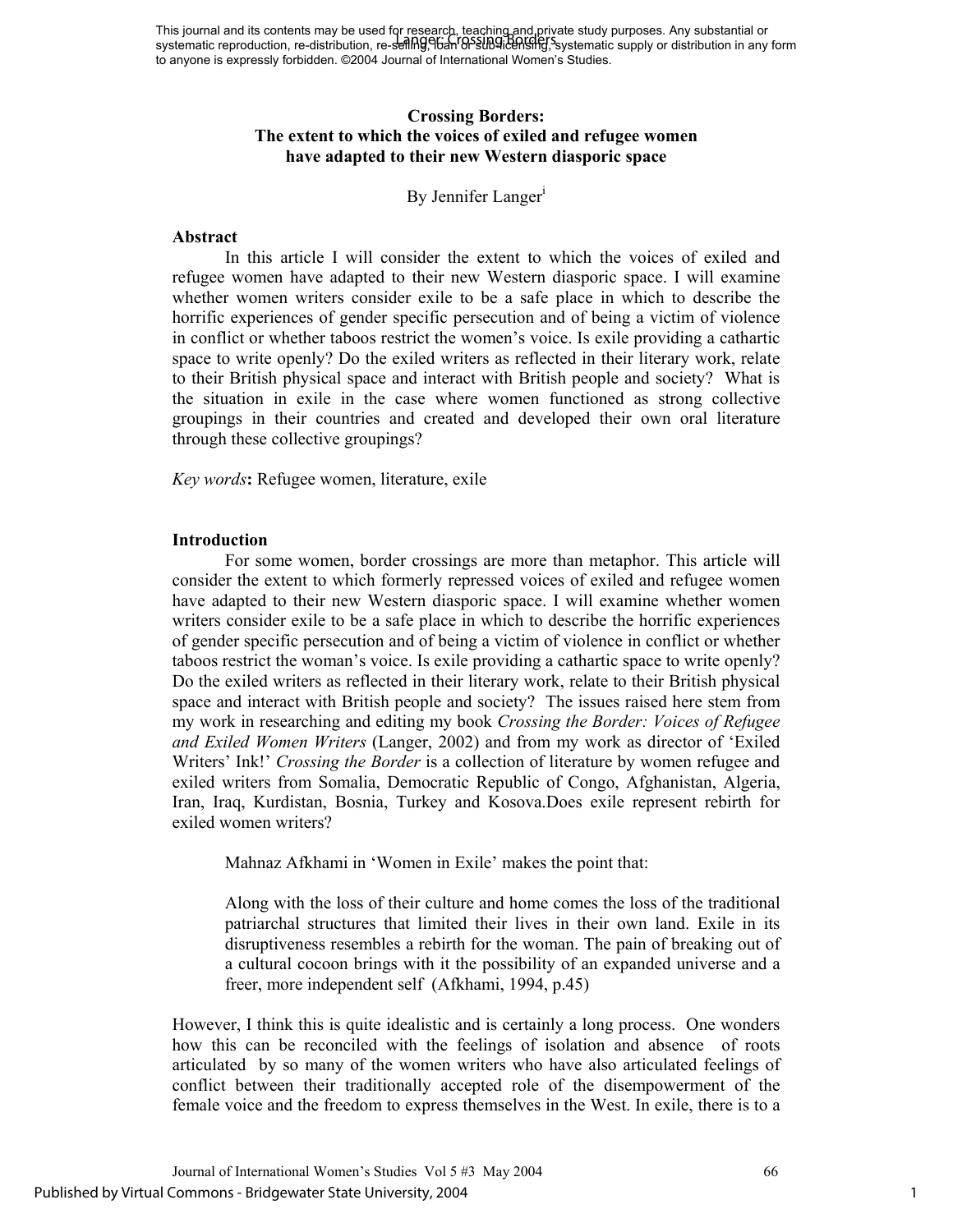This journal and its contents may be used for research, teaching and private study purposes. Any substantial or systematic reproduction, re-distribution, re-selling, loan or sub-licensing, systematic supply or distribution in any form to anyone is expressly forbidden. ©2004 Journal of International Women's Studies.

# Crossing Borders: The extent to which the voices of exiled and refugee women have adapted to their new Western diasporic space

By Jennifer Langer[i]

## Abstract

In this article I will consider the extent to which the voices of exiled and refugee women have adapted to their new Western diasporic space. I will examine whether women writers consider exile to be a safe place in which to describe the horrific experiences of gender specific persecution and of being a victim of violence in conflict or whether taboos restrict the women's voice. Is exile providing a cathartic space to write openly? Do the exiled writers as reflected in their literary work, relate to their British physical space and interact with British people and society? What is the situation in exile in the case where women functioned as strong collective groupings in their countries and created and developed their own oral literature through these collective groupings?

*Key words*: Refugee women, literature, exile

## Introduction

For some women, border crossings are more than metaphor. This article will consider the extent to which formerly repressed voices of exiled and refugee women have adapted to their new Western diasporic space. I will examine whether women writers consider exile to be a safe place in which to describe the horrific experiences of gender specific persecution and of being a victim of violence in conflict or whether taboos restrict the woman's voice. Is exile providing a cathartic space to write openly? Do the exiled writers as reflected in their literary work, relate to their British physical space and interact with British people and society? The issues raised here stem from my work in researching and editing my book *Crossing the Border: Voices of Refugee and Exiled Women Writers* (Langer, 2002) and from my work as director of 'Exiled Writers' Ink!' *Crossing the Border* is a collection of literature by women refugee and exiled writers from Somalia, Democratic Republic of Congo, Afghanistan, Algeria, Iran, Iraq, Kurdistan, Bosnia, Turkey and Kosova.Does exile represent rebirth for exiled women writers?

Mahnaz Afkhami in 'Women in Exile' makes the point that:

> Along with the loss of their culture and home comes the loss of the traditional patriarchal structures that limited their lives in their own land. Exile in its disruptiveness resembles a rebirth for the woman. The pain of breaking out of a cultural cocoon brings with it the possibility of an expanded universe and a freer, more independent self (Afkhami, 1994, p.45)

However, I think this is quite idealistic and is certainly a long process. One wonders how this can be reconciled with the feelings of isolation and absence of roots articulated by so many of the women writers who have also articulated feelings of conflict between their traditionally accepted role of the disempowerment of the female voice and the freedom to express themselves in the West. In exile, there is to a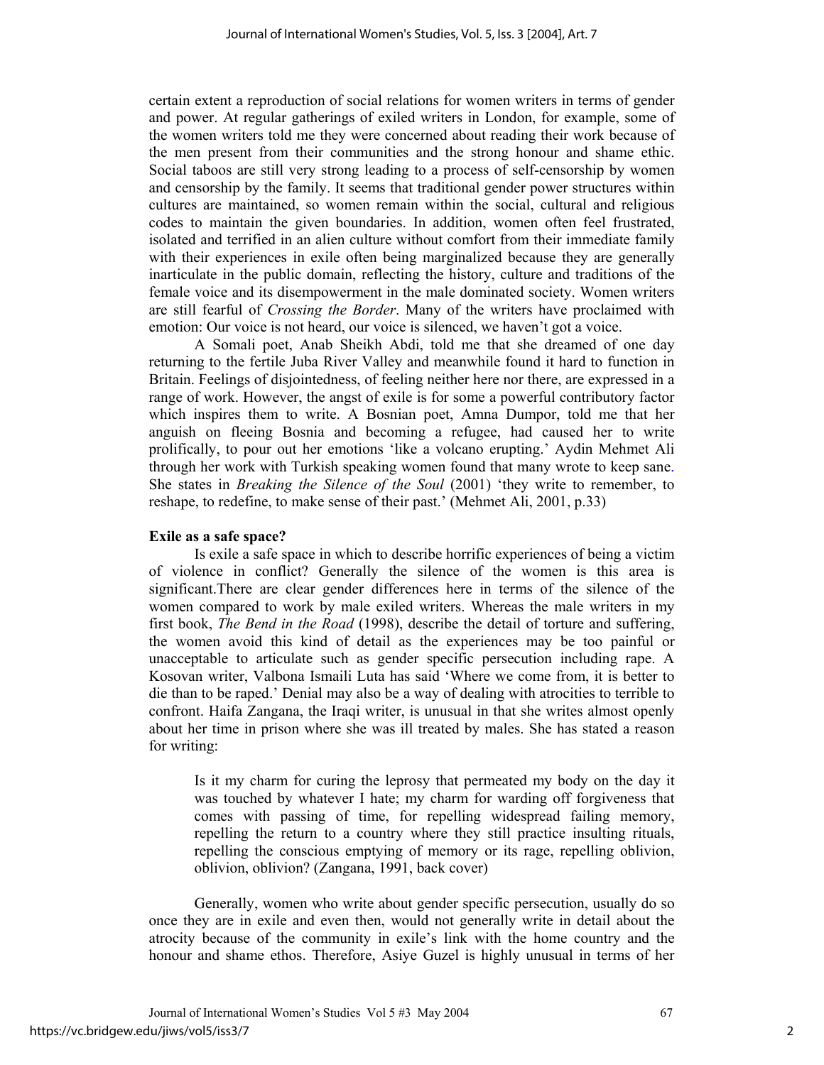certain extent a reproduction of social relations for women writers in terms of gender and power. At regular gatherings of exiled writers in London, for example, some of the women writers told me they were concerned about reading their work because of the men present from their communities and the strong honour and shame ethic. Social taboos are still very strong leading to a process of self-censorship by women and censorship by the family. It seems that traditional gender power structures within cultures are maintained, so women remain within the social, cultural and religious codes to maintain the given boundaries. In addition, women often feel frustrated, isolated and terrified in an alien culture without comfort from their immediate family with their experiences in exile often being marginalized because they are generally inarticulate in the public domain, reflecting the history, culture and traditions of the female voice and its disempowerment in the male dominated society. Women writers are still fearful of *Crossing the Border*. Many of the writers have proclaimed with emotion: Our voice is not heard, our voice is silenced, we haven't got a voice.

A Somali poet, Anab Sheikh Abdi, told me that she dreamed of one day returning to the fertile Juba River Valley and meanwhile found it hard to function in Britain. Feelings of disjointedness, of feeling neither here nor there, are expressed in a range of work. However, the angst of exile is for some a powerful contributory factor which inspires them to write. A Bosnian poet, Amna Dumpor, told me that her anguish on fleeing Bosnia and becoming a refugee, had caused her to write prolifically, to pour out her emotions 'like a volcano erupting.' Aydin Mehmet Ali through her work with Turkish speaking women found that many wrote to keep sane. She states in *Breaking the Silence of the Soul* (2001) 'they write to remember, to reshape, to redefine, to make sense of their past.' (Mehmet Ali, 2001, p.33)

**Exile as a safe space?**

Is exile a safe space in which to describe horrific experiences of being a victim of violence in conflict? Generally the silence of the women is this area is significant.There are clear gender differences here in terms of the silence of the women compared to work by male exiled writers. Whereas the male writers in my first book, *The Bend in the Road* (1998), describe the detail of torture and suffering, the women avoid this kind of detail as the experiences may be too painful or unacceptable to articulate such as gender specific persecution including rape. A Kosovan writer, Valbona Ismaili Luta has said 'Where we come from, it is better to die than to be raped.' Denial may also be a way of dealing with atrocities to terrible to confront. Haifa Zangana, the Iraqi writer, is unusual in that she writes almost openly about her time in prison where she was ill treated by males. She has stated a reason for writing:

> Is it my charm for curing the leprosy that permeated my body on the day it was touched by whatever I hate; my charm for warding off forgiveness that comes with passing of time, for repelling widespread failing memory, repelling the return to a country where they still practice insulting rituals, repelling the conscious emptying of memory or its rage, repelling oblivion, oblivion, oblivion? (Zangana, 1991, back cover)

Generally, women who write about gender specific persecution, usually do so once they are in exile and even then, would not generally write in detail about the atrocity because of the community in exile's link with the home country and the honour and shame ethos. Therefore, Asiye Guzel is highly unusual in terms of her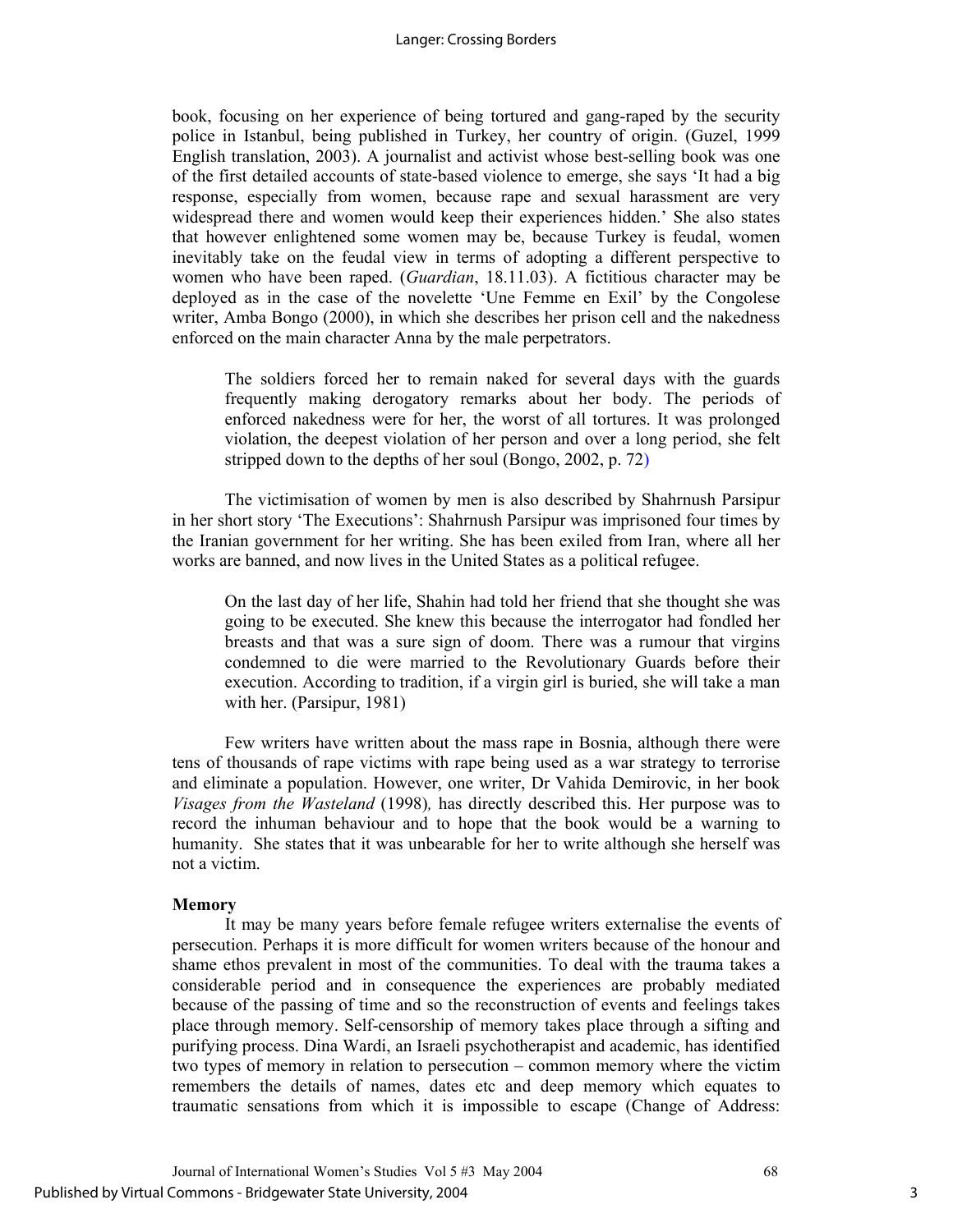book, focusing on her experience of being tortured and gang-raped by the security police in Istanbul, being published in Turkey, her country of origin. (Guzel, 1999 English translation, 2003). A journalist and activist whose best-selling book was one of the first detailed accounts of state-based violence to emerge, she says 'It had a big response, especially from women, because rape and sexual harassment are very widespread there and women would keep their experiences hidden.' She also states that however enlightened some women may be, because Turkey is feudal, women inevitably take on the feudal view in terms of adopting a different perspective to women who have been raped. (*Guardian*, 18.11.03). A fictitious character may be deployed as in the case of the novelette 'Une Femme en Exil' by the Congolese writer, Amba Bongo (2000), in which she describes her prison cell and the nakedness enforced on the main character Anna by the male perpetrators.

> The soldiers forced her to remain naked for several days with the guards frequently making derogatory remarks about her body. The periods of enforced nakedness were for her, the worst of all tortures. It was prolonged violation, the deepest violation of her person and over a long period, she felt stripped down to the depths of her soul (Bongo, 2002, p. 72)

The victimisation of women by men is also described by Shahrnush Parsipur in her short story 'The Executions': Shahrnush Parsipur was imprisoned four times by the Iranian government for her writing. She has been exiled from Iran, where all her works are banned, and now lives in the United States as a political refugee.

> On the last day of her life, Shahin had told her friend that she thought she was going to be executed. She knew this because the interrogator had fondled her breasts and that was a sure sign of doom. There was a rumour that virgins condemned to die were married to the Revolutionary Guards before their execution. According to tradition, if a virgin girl is buried, she will take a man with her. (Parsipur, 1981)

Few writers have written about the mass rape in Bosnia, although there were tens of thousands of rape victims with rape being used as a war strategy to terrorise and eliminate a population. However, one writer, Dr Vahida Demirovic, in her book *Visages from the Wasteland* (1998), has directly described this. Her purpose was to record the inhuman behaviour and to hope that the book would be a warning to humanity. She states that it was unbearable for her to write although she herself was not a victim.

**Memory**

It may be many years before female refugee writers externalise the events of persecution. Perhaps it is more difficult for women writers because of the honour and shame ethos prevalent in most of the communities. To deal with the trauma takes a considerable period and in consequence the experiences are probably mediated because of the passing of time and so the reconstruction of events and feelings takes place through memory. Self-censorship of memory takes place through a sifting and purifying process. Dina Wardi, an Israeli psychotherapist and academic, has identified two types of memory in relation to persecution – common memory where the victim remembers the details of names, dates etc and deep memory which equates to traumatic sensations from which it is impossible to escape (Change of Address: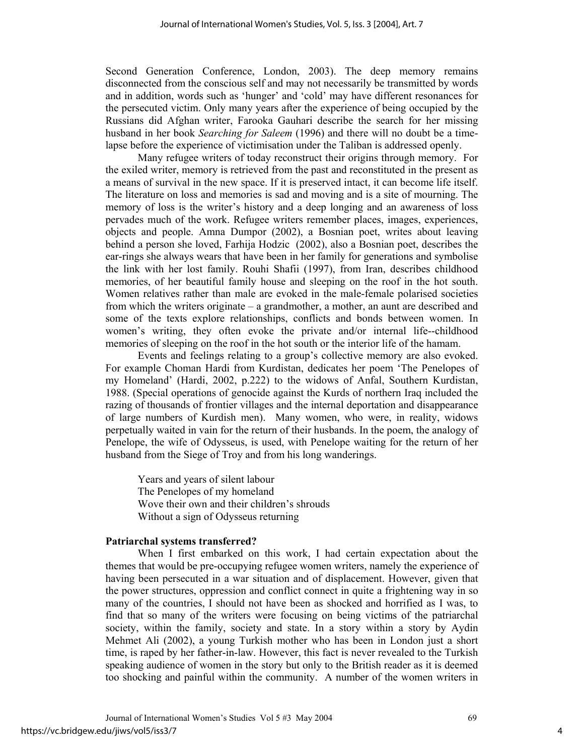Second Generation Conference, London, 2003). The deep memory remains disconnected from the conscious self and may not necessarily be transmitted by words and in addition, words such as 'hunger' and 'cold' may have different resonances for the persecuted victim. Only many years after the experience of being occupied by the Russians did Afghan writer, Farooka Gauhari describe the search for her missing husband in her book *Searching for Saleem* (1996) and there will no doubt be a time-lapse before the experience of victimisation under the Taliban is addressed openly.

Many refugee writers of today reconstruct their origins through memory. For the exiled writer, memory is retrieved from the past and reconstituted in the present as a means of survival in the new space. If it is preserved intact, it can become life itself. The literature on loss and memories is sad and moving and is a site of mourning. The memory of loss is the writer's history and a deep longing and an awareness of loss pervades much of the work. Refugee writers remember places, images, experiences, objects and people. Amna Dumpor (2002), a Bosnian poet, writes about leaving behind a person she loved, Farhija Hodzic (2002), also a Bosnian poet, describes the ear-rings she always wears that have been in her family for generations and symbolise the link with her lost family. Rouhi Shafii (1997), from Iran, describes childhood memories, of her beautiful family house and sleeping on the roof in the hot south. Women relatives rather than male are evoked in the male-female polarised societies from which the writers originate – a grandmother, a mother, an aunt are described and some of the texts explore relationships, conflicts and bonds between women. In women's writing, they often evoke the private and/or internal life--childhood memories of sleeping on the roof in the hot south or the interior life of the hamam.

Events and feelings relating to a group's collective memory are also evoked. For example Choman Hardi from Kurdistan, dedicates her poem 'The Penelopes of my Homeland' (Hardi, 2002, p.222) to the widows of Anfal, Southern Kurdistan, 1988. (Special operations of genocide against the Kurds of northern Iraq included the razing of thousands of frontier villages and the internal deportation and disappearance of large numbers of Kurdish men). Many women, who were, in reality, widows perpetually waited in vain for the return of their husbands. In the poem, the analogy of Penelope, the wife of Odysseus, is used, with Penelope waiting for the return of her husband from the Siege of Troy and from his long wanderings.

> Years and years of silent labour
> The Penelopes of my homeland
> Wove their own and their children's shrouds
> Without a sign of Odysseus returning

**Patriarchal systems transferred?**

When I first embarked on this work, I had certain expectation about the themes that would be pre-occupying refugee women writers, namely the experience of having been persecuted in a war situation and of displacement. However, given that the power structures, oppression and conflict connect in quite a frightening way in so many of the countries, I should not have been as shocked and horrified as I was, to find that so many of the writers were focusing on being victims of the patriarchal society, within the family, society and state. In a story within a story by Aydin Mehmet Ali (2002), a young Turkish mother who has been in London just a short time, is raped by her father-in-law. However, this fact is never revealed to the Turkish speaking audience of women in the story but only to the British reader as it is deemed too shocking and painful within the community. A number of the women writers in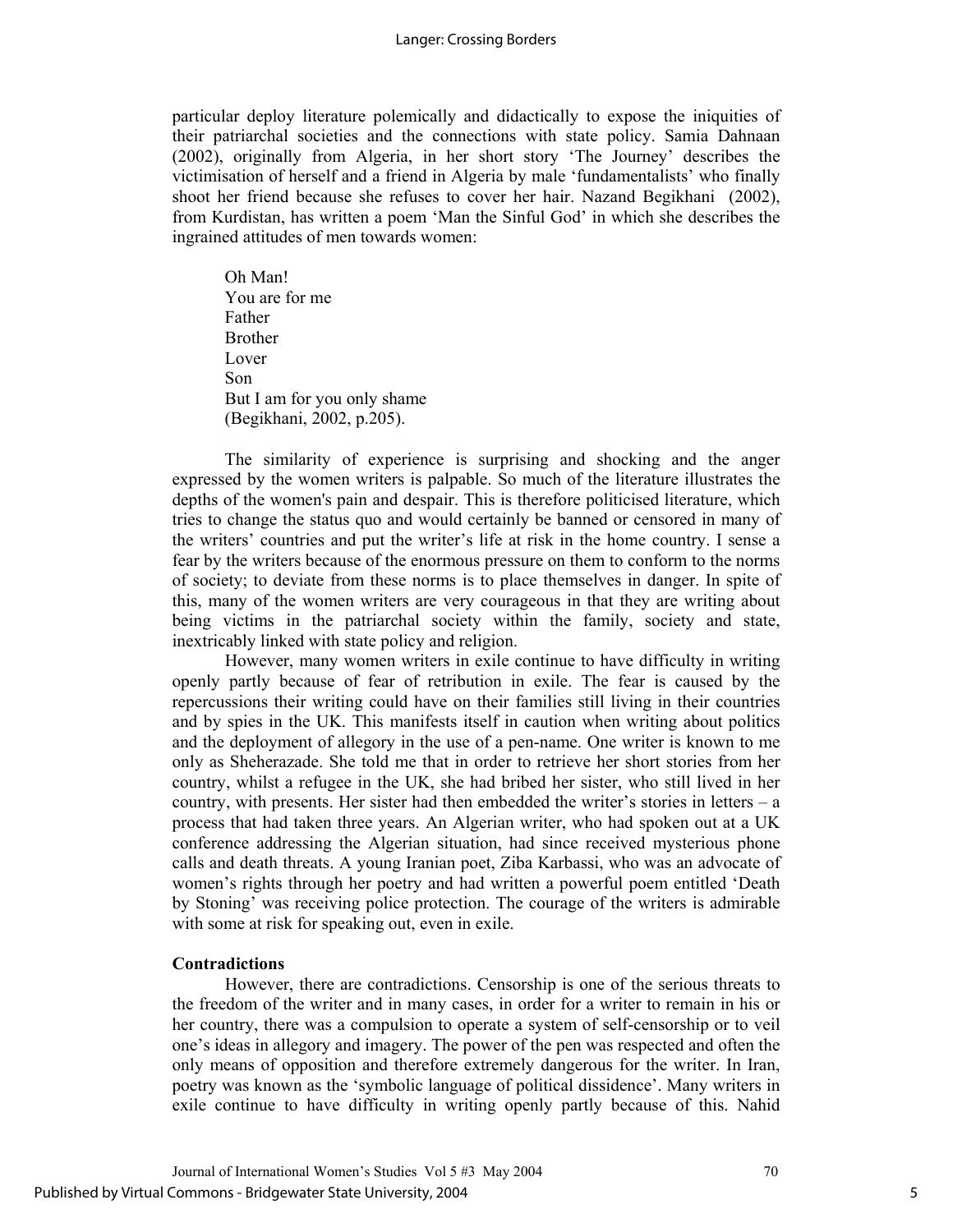particular deploy literature polemically and didactically to expose the iniquities of their patriarchal societies and the connections with state policy. Samia Dahnaan (2002), originally from Algeria, in her short story 'The Journey' describes the victimisation of herself and a friend in Algeria by male 'fundamentalists' who finally shoot her friend because she refuses to cover her hair. Nazand Begikhani (2002), from Kurdistan, has written a poem 'Man the Sinful God' in which she describes the ingrained attitudes of men towards women:

> Oh Man!
> You are for me
> Father
> Brother
> Lover
> Son
> But I am for you only shame
> (Begikhani, 2002, p.205).

The similarity of experience is surprising and shocking and the anger expressed by the women writers is palpable. So much of the literature illustrates the depths of the women's pain and despair. This is therefore politicised literature, which tries to change the status quo and would certainly be banned or censored in many of the writers' countries and put the writer's life at risk in the home country. I sense a fear by the writers because of the enormous pressure on them to conform to the norms of society; to deviate from these norms is to place themselves in danger. In spite of this, many of the women writers are very courageous in that they are writing about being victims in the patriarchal society within the family, society and state, inextricably linked with state policy and religion.

However, many women writers in exile continue to have difficulty in writing openly partly because of fear of retribution in exile. The fear is caused by the repercussions their writing could have on their families still living in their countries and by spies in the UK. This manifests itself in caution when writing about politics and the deployment of allegory in the use of a pen-name. One writer is known to me only as Sheherazade. She told me that in order to retrieve her short stories from her country, whilst a refugee in the UK, she had bribed her sister, who still lived in her country, with presents. Her sister had then embedded the writer's stories in letters – a process that had taken three years. An Algerian writer, who had spoken out at a UK conference addressing the Algerian situation, had since received mysterious phone calls and death threats. A young Iranian poet, Ziba Karbassi, who was an advocate of women's rights through her poetry and had written a powerful poem entitled 'Death by Stoning' was receiving police protection. The courage of the writers is admirable with some at risk for speaking out, even in exile.

**Contradictions**

However, there are contradictions. Censorship is one of the serious threats to the freedom of the writer and in many cases, in order for a writer to remain in his or her country, there was a compulsion to operate a system of self-censorship or to veil one's ideas in allegory and imagery. The power of the pen was respected and often the only means of opposition and therefore extremely dangerous for the writer. In Iran, poetry was known as the 'symbolic language of political dissidence'. Many writers in exile continue to have difficulty in writing openly partly because of this. Nahid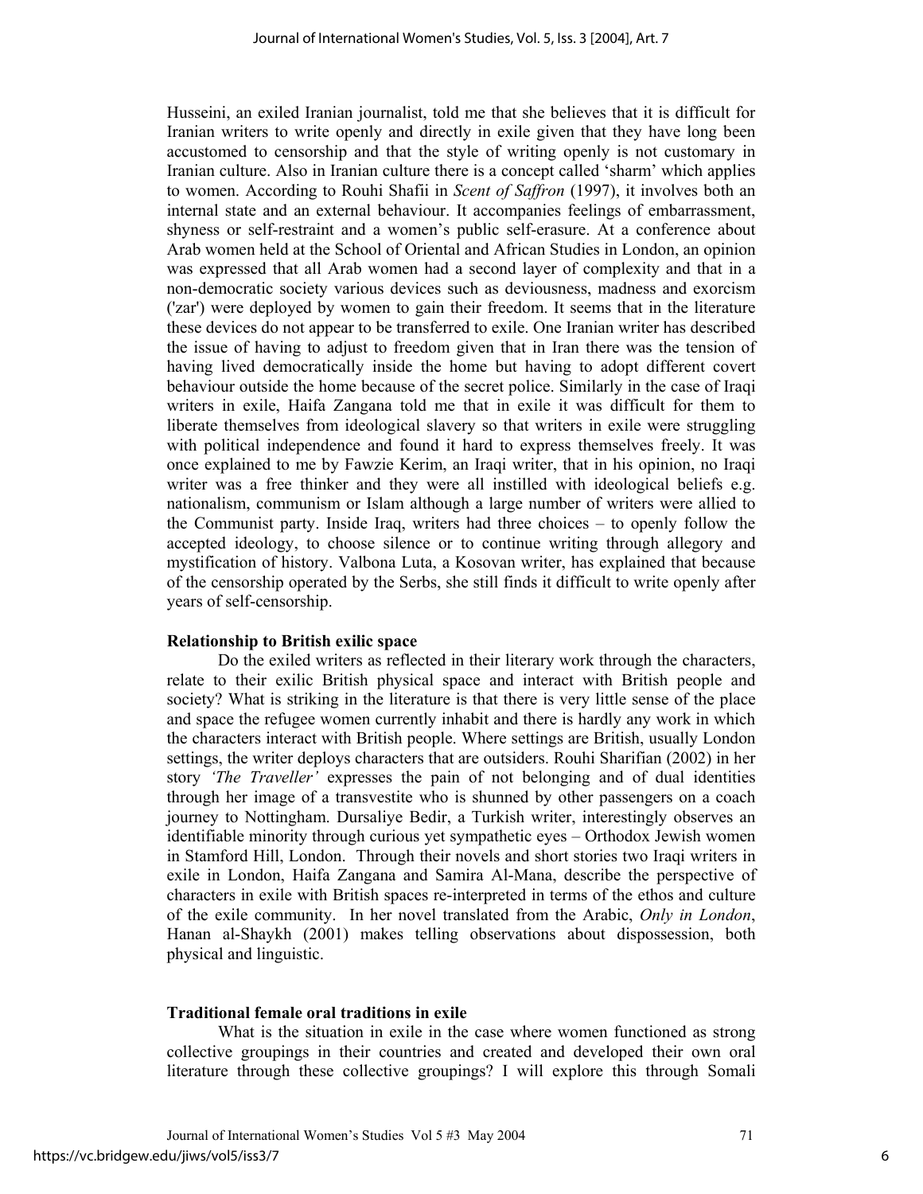Husseini, an exiled Iranian journalist, told me that she believes that it is difficult for Iranian writers to write openly and directly in exile given that they have long been accustomed to censorship and that the style of writing openly is not customary in Iranian culture. Also in Iranian culture there is a concept called 'sharm' which applies to women. According to Rouhi Shafii in *Scent of Saffron* (1997), it involves both an internal state and an external behaviour. It accompanies feelings of embarrassment, shyness or self-restraint and a women's public self-erasure. At a conference about Arab women held at the School of Oriental and African Studies in London, an opinion was expressed that all Arab women had a second layer of complexity and that in a non-democratic society various devices such as deviousness, madness and exorcism ('zar') were deployed by women to gain their freedom. It seems that in the literature these devices do not appear to be transferred to exile. One Iranian writer has described the issue of having to adjust to freedom given that in Iran there was the tension of having lived democratically inside the home but having to adopt different covert behaviour outside the home because of the secret police. Similarly in the case of Iraqi writers in exile, Haifa Zangana told me that in exile it was difficult for them to liberate themselves from ideological slavery so that writers in exile were struggling with political independence and found it hard to express themselves freely. It was once explained to me by Fawzie Kerim, an Iraqi writer, that in his opinion, no Iraqi writer was a free thinker and they were all instilled with ideological beliefs e.g. nationalism, communism or Islam although a large number of writers were allied to the Communist party. Inside Iraq, writers had three choices – to openly follow the accepted ideology, to choose silence or to continue writing through allegory and mystification of history. Valbona Luta, a Kosovan writer, has explained that because of the censorship operated by the Serbs, she still finds it difficult to write openly after years of self-censorship.

**Relationship to British exilic space**

Do the exiled writers as reflected in their literary work through the characters, relate to their exilic British physical space and interact with British people and society? What is striking in the literature is that there is very little sense of the place and space the refugee women currently inhabit and there is hardly any work in which the characters interact with British people. Where settings are British, usually London settings, the writer deploys characters that are outsiders. Rouhi Sharifian (2002) in her story *'The Traveller'* expresses the pain of not belonging and of dual identities through her image of a transvestite who is shunned by other passengers on a coach journey to Nottingham. Dursaliye Bedir, a Turkish writer, interestingly observes an identifiable minority through curious yet sympathetic eyes – Orthodox Jewish women in Stamford Hill, London. Through their novels and short stories two Iraqi writers in exile in London, Haifa Zangana and Samira Al-Mana, describe the perspective of characters in exile with British spaces re-interpreted in terms of the ethos and culture of the exile community. In her novel translated from the Arabic, *Only in London*, Hanan al-Shaykh (2001) makes telling observations about dispossession, both physical and linguistic.

**Traditional female oral traditions in exile**

What is the situation in exile in the case where women functioned as strong collective groupings in their countries and created and developed their own oral literature through these collective groupings? I will explore this through Somali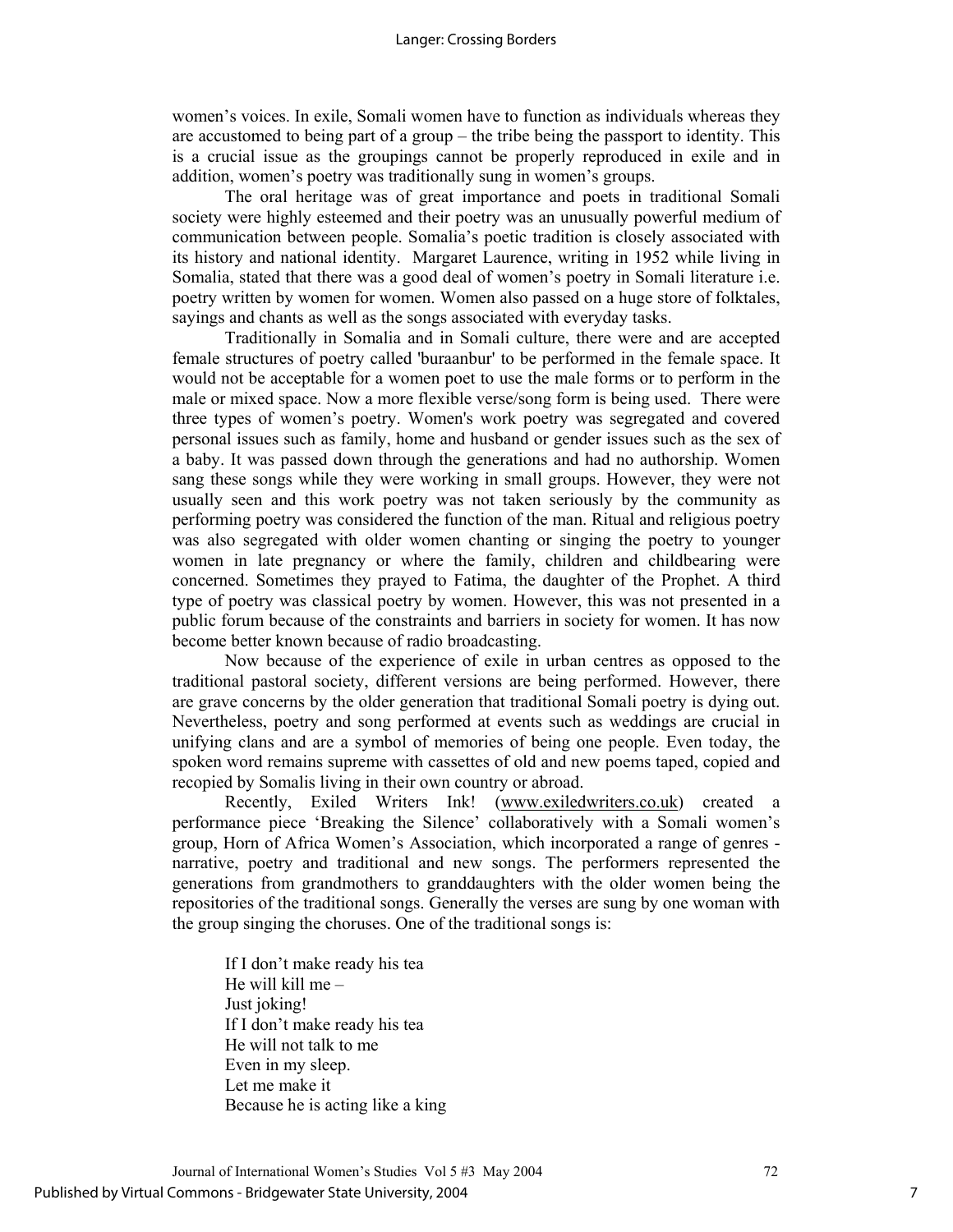women's voices. In exile, Somali women have to function as individuals whereas they are accustomed to being part of a group – the tribe being the passport to identity. This is a crucial issue as the groupings cannot be properly reproduced in exile and in addition, women's poetry was traditionally sung in women's groups.

The oral heritage was of great importance and poets in traditional Somali society were highly esteemed and their poetry was an unusually powerful medium of communication between people. Somalia's poetic tradition is closely associated with its history and national identity. Margaret Laurence, writing in 1952 while living in Somalia, stated that there was a good deal of women's poetry in Somali literature i.e. poetry written by women for women. Women also passed on a huge store of folktales, sayings and chants as well as the songs associated with everyday tasks.

Traditionally in Somalia and in Somali culture, there were and are accepted female structures of poetry called 'buraanbur' to be performed in the female space. It would not be acceptable for a women poet to use the male forms or to perform in the male or mixed space. Now a more flexible verse/song form is being used. There were three types of women's poetry. Women's work poetry was segregated and covered personal issues such as family, home and husband or gender issues such as the sex of a baby. It was passed down through the generations and had no authorship. Women sang these songs while they were working in small groups. However, they were not usually seen and this work poetry was not taken seriously by the community as performing poetry was considered the function of the man. Ritual and religious poetry was also segregated with older women chanting or singing the poetry to younger women in late pregnancy or where the family, children and childbearing were concerned. Sometimes they prayed to Fatima, the daughter of the Prophet. A third type of poetry was classical poetry by women. However, this was not presented in a public forum because of the constraints and barriers in society for women. It has now become better known because of radio broadcasting.

Now because of the experience of exile in urban centres as opposed to the traditional pastoral society, different versions are being performed. However, there are grave concerns by the older generation that traditional Somali poetry is dying out. Nevertheless, poetry and song performed at events such as weddings are crucial in unifying clans and are a symbol of memories of being one people. Even today, the spoken word remains supreme with cassettes of old and new poems taped, copied and recopied by Somalis living in their own country or abroad.

Recently, Exiled Writers Ink! (www.exiledwriters.co.uk) created a performance piece 'Breaking the Silence' collaboratively with a Somali women's group, Horn of Africa Women's Association, which incorporated a range of genres - narrative, poetry and traditional and new songs. The performers represented the generations from grandmothers to granddaughters with the older women being the repositories of the traditional songs. Generally the verses are sung by one woman with the group singing the choruses. One of the traditional songs is:

> If I don't make ready his tea
> He will kill me –
> Just joking!
> If I don't make ready his tea
> He will not talk to me
> Even in my sleep.
> Let me make it
> Because he is acting like a king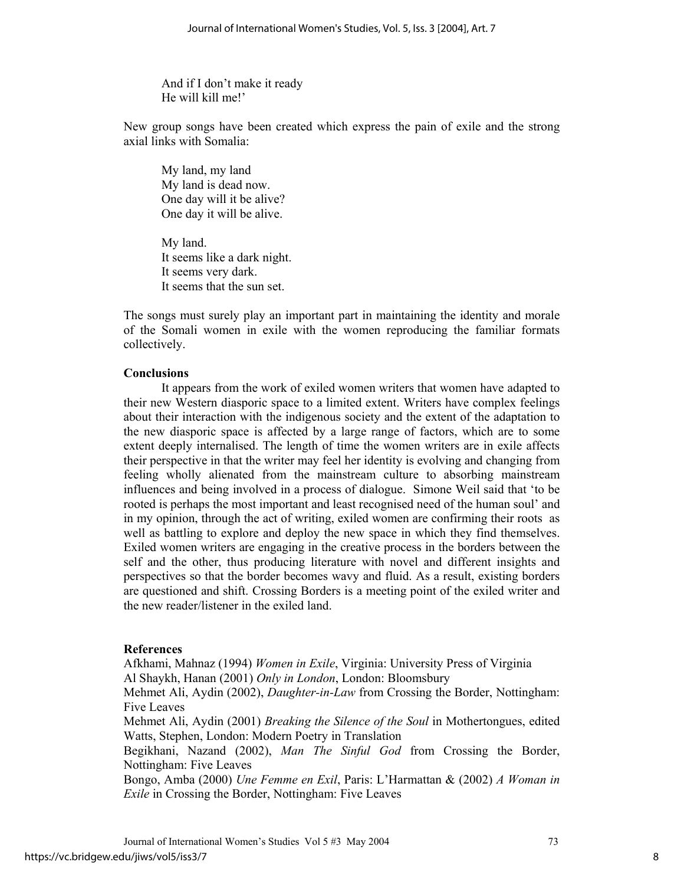And if I don't make it ready
He will kill me!'

New group songs have been created which express the pain of exile and the strong axial links with Somalia:

My land, my land
My land is dead now.
One day will it be alive?
One day it will be alive.

My land.
It seems like a dark night.
It seems very dark.
It seems that the sun set.

The songs must surely play an important part in maintaining the identity and morale of the Somali women in exile with the women reproducing the familiar formats collectively.

**Conclusions**

It appears from the work of exiled women writers that women have adapted to their new Western diasporic space to a limited extent. Writers have complex feelings about their interaction with the indigenous society and the extent of the adaptation to the new diasporic space is affected by a large range of factors, which are to some extent deeply internalised. The length of time the women writers are in exile affects their perspective in that the writer may feel her identity is evolving and changing from feeling wholly alienated from the mainstream culture to absorbing mainstream influences and being involved in a process of dialogue. Simone Weil said that 'to be rooted is perhaps the most important and least recognised need of the human soul' and in my opinion, through the act of writing, exiled women are confirming their roots as well as battling to explore and deploy the new space in which they find themselves. Exiled women writers are engaging in the creative process in the borders between the self and the other, thus producing literature with novel and different insights and perspectives so that the border becomes wavy and fluid. As a result, existing borders are questioned and shift. Crossing Borders is a meeting point of the exiled writer and the new reader/listener in the exiled land.

**References**

Afkhami, Mahnaz (1994) *Women in Exile*, Virginia: University Press of Virginia

Al Shaykh, Hanan (2001) *Only in London*, London: Bloomsbury

Mehmet Ali, Aydin (2002), *Daughter-in-Law* from Crossing the Border, Nottingham: Five Leaves

Mehmet Ali, Aydin (2001) *Breaking the Silence of the Soul* in Mothertongues, edited Watts, Stephen, London: Modern Poetry in Translation

Begikhani, Nazand (2002), *Man The Sinful God* from Crossing the Border, Nottingham: Five Leaves

Bongo, Amba (2000) *Une Femme en Exil*, Paris: L'Harmattan & (2002) *A Woman in Exile* in Crossing the Border, Nottingham: Five Leaves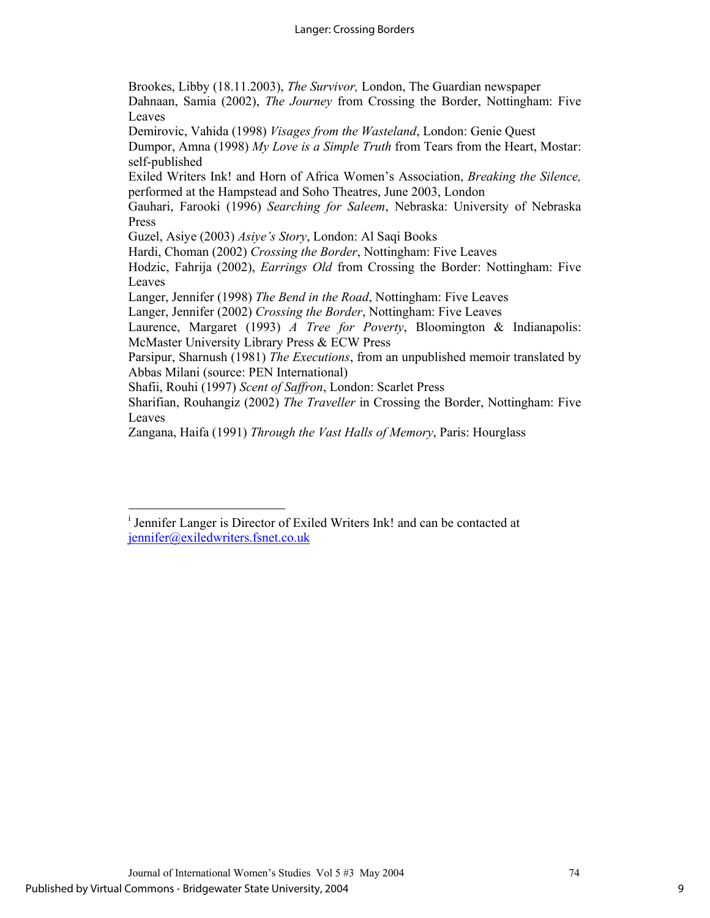Brookes, Libby (18.11.2003), *The Survivor,* London, The Guardian newspaper

Dahnaan, Samia (2002), *The Journey* from Crossing the Border, Nottingham: Five Leaves

Demirovic, Vahida (1998) *Visages from the Wasteland*, London: Genie Quest

Dumpor, Amna (1998) *My Love is a Simple Truth* from Tears from the Heart, Mostar: self-published

Exiled Writers Ink! and Horn of Africa Women's Association, *Breaking the Silence,* performed at the Hampstead and Soho Theatres, June 2003, London

Gauhari, Farooki (1996) *Searching for Saleem*, Nebraska: University of Nebraska Press

Guzel, Asiye (2003) *Asiye's Story*, London: Al Saqi Books

Hardi, Choman (2002) *Crossing the Border*, Nottingham: Five Leaves

Hodzic, Fahrija (2002), *Earrings Old* from Crossing the Border: Nottingham: Five Leaves

Langer, Jennifer (1998) *The Bend in the Road*, Nottingham: Five Leaves

Langer, Jennifer (2002) *Crossing the Border*, Nottingham: Five Leaves

Laurence, Margaret (1993) *A Tree for Poverty*, Bloomington & Indianapolis: McMaster University Library Press & ECW Press

Parsipur, Sharnush (1981) *The Executions*, from an unpublished memoir translated by Abbas Milani (source: PEN International)

Shafii, Rouhi (1997) *Scent of Saffron*, London: Scarlet Press

Sharifian, Rouhangiz (2002) *The Traveller* in Crossing the Border, Nottingham: Five Leaves

Zangana, Haifa (1991) *Through the Vast Halls of Memory*, Paris: Hourglass

---

[i] Jennifer Langer is Director of Exiled Writers Ink! and can be contacted at jennifer@exiledwriters.fsnet.co.uk